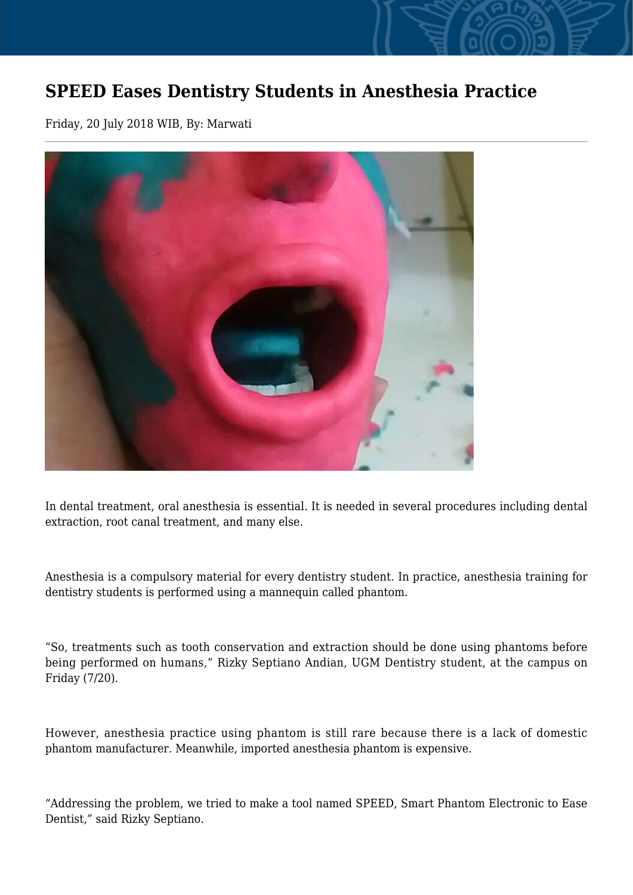# SPEED Eases Dentistry Students in Anesthesia Practice

Friday, 20 July 2018 WIB, By: Marwati

In dental treatment, oral anesthesia is essential. It is needed in several procedures including dental extraction, root canal treatment, and many else.

Anesthesia is a compulsory material for every dentistry student. In practice, anesthesia training for dentistry students is performed using a mannequin called phantom.

“So, treatments such as tooth conservation and extraction should be done using phantoms before being performed on humans,” Rizky Septiano Andian, UGM Dentistry student, at the campus on Friday (7/20).

However, anesthesia practice using phantom is still rare because there is a lack of domestic phantom manufacturer. Meanwhile, imported anesthesia phantom is expensive.

“Addressing the problem, we tried to make a tool named SPEED, Smart Phantom Electronic to Ease Dentist,” said Rizky Septiano.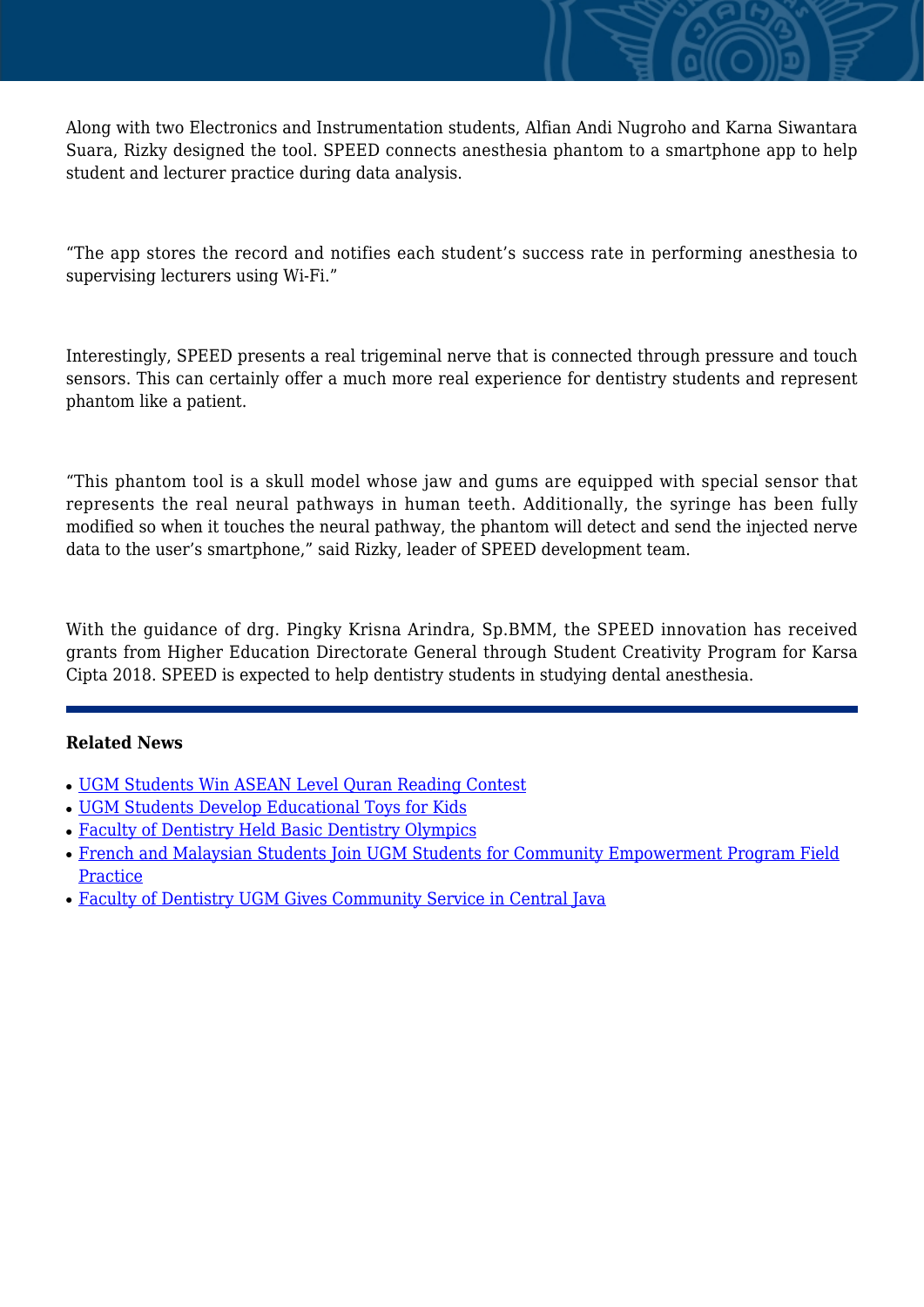Along with two Electronics and Instrumentation students, Alfian Andi Nugroho and Karna Siwantara Suara, Rizky designed the tool. SPEED connects anesthesia phantom to a smartphone app to help student and lecturer practice during data analysis.

“The app stores the record and notifies each student’s success rate in performing anesthesia to supervising lecturers using Wi-Fi.”

Interestingly, SPEED presents a real trigeminal nerve that is connected through pressure and touch sensors. This can certainly offer a much more real experience for dentistry students and represent phantom like a patient.

“This phantom tool is a skull model whose jaw and gums are equipped with special sensor that represents the real neural pathways in human teeth. Additionally, the syringe has been fully modified so when it touches the neural pathway, the phantom will detect and send the injected nerve data to the user’s smartphone,” said Rizky, leader of SPEED development team.

With the guidance of drg. Pingky Krisna Arindra, Sp.BMM, the SPEED innovation has received grants from Higher Education Directorate General through Student Creativity Program for Karsa Cipta 2018. SPEED is expected to help dentistry students in studying dental anesthesia.

---

**Related News**

- UGM Students Win ASEAN Level Quran Reading Contest
- UGM Students Develop Educational Toys for Kids
- Faculty of Dentistry Held Basic Dentistry Olympics
- French and Malaysian Students Join UGM Students for Community Empowerment Program Field Practice
- Faculty of Dentistry UGM Gives Community Service in Central Java